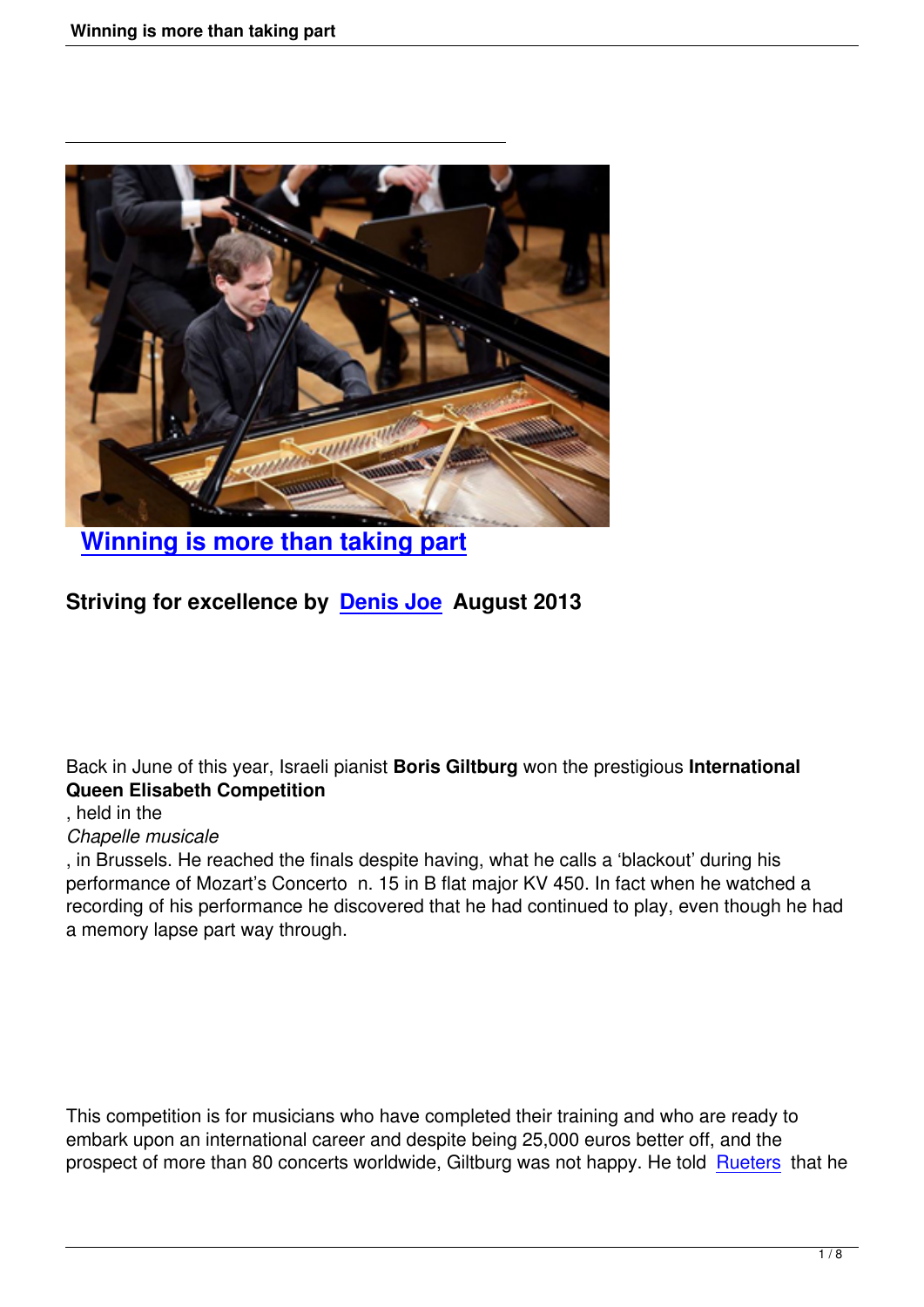# Winning is more than taking part

## Striving for excellence by Denis Joe August 2013

Back in June of this year, Israeli pianist **Boris Giltburg** won the prestigious **International Queen Elisabeth Competition**, held in the *Chapelle musicale*, in Brussels. He reached the finals despite having, what he calls a 'blackout' during his performance of Mozart's Concerto n. 15 in B flat major KV 450. In fact when he watched a recording of his performance he discovered that he had continued to play, even though he had a memory lapse part way through.

This competition is for musicians who have completed their training and who are ready to embark upon an international career and despite being 25,000 euros better off, and the prospect of more than 80 concerts worldwide, Giltburg was not happy. He told Rueters that he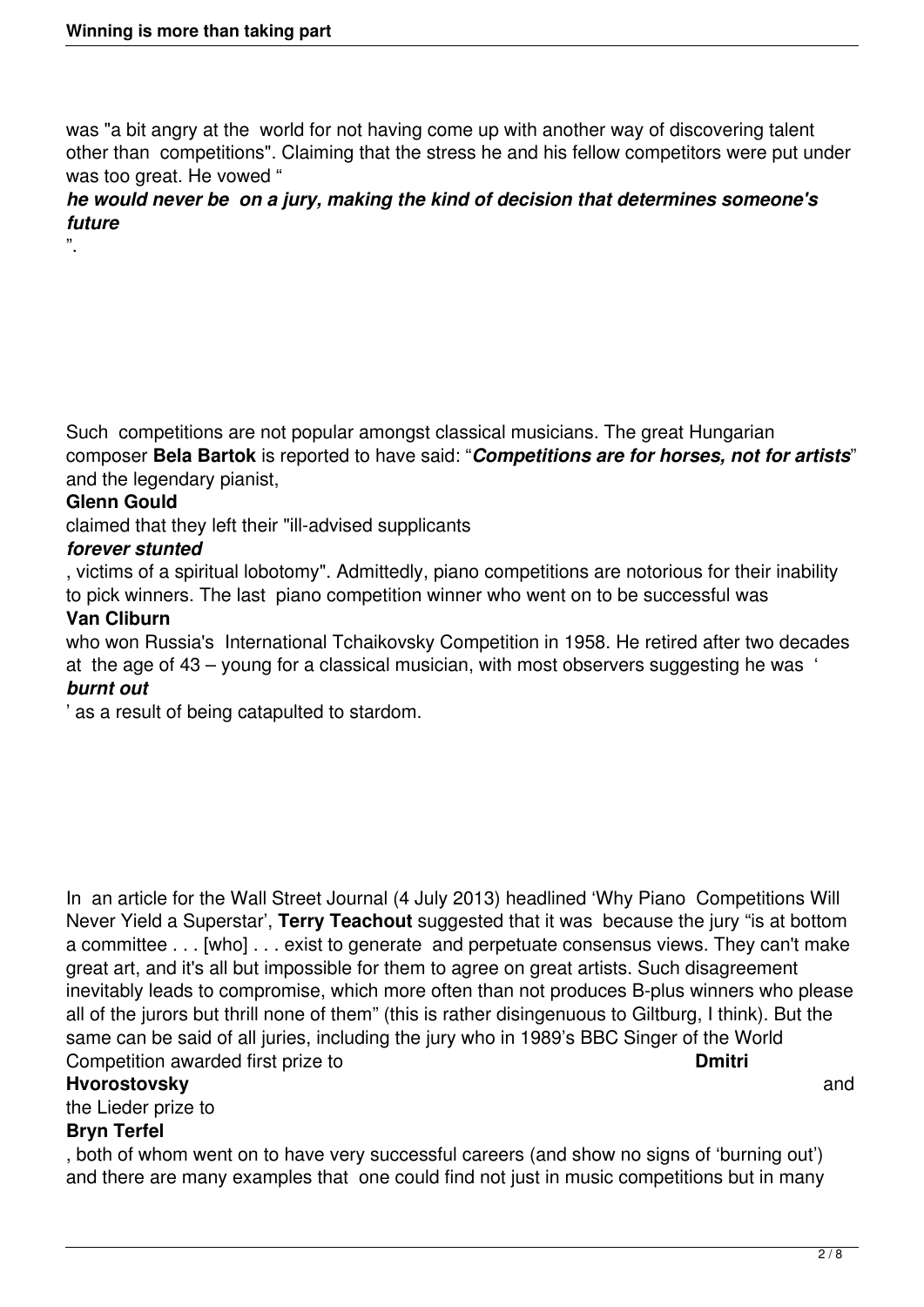was "a bit angry at the world for not having come up with another way of discovering talent other than competitions". Claiming that the stress he and his fellow competitors were put under was too great. He vowed "***he would never be on a jury, making the kind of decision that determines someone's future***".

Such competitions are not popular amongst classical musicians. The great Hungarian composer **Bela Bartok** is reported to have said: "***Competitions are for horses, not for artists***" and the legendary pianist, **Glenn Gould** claimed that they left their "ill-advised supplicants ***forever stunted***, victims of a spiritual lobotomy". Admittedly, piano competitions are notorious for their inability to pick winners. The last piano competition winner who went on to be successful was **Van Cliburn** who won Russia's International Tchaikovsky Competition in 1958. He retired after two decades at the age of 43 – young for a classical musician, with most observers suggesting he was '***burnt out***' as a result of being catapulted to stardom.

In an article for the Wall Street Journal (4 July 2013) headlined 'Why Piano Competitions Will Never Yield a Superstar', **Terry Teachout** suggested that it was because the jury "is at bottom a committee . . . [who] . . . exist to generate and perpetuate consensus views. They can't make great art, and it's all but impossible for them to agree on great artists. Such disagreement inevitably leads to compromise, which more often than not produces B-plus winners who please all of the jurors but thrill none of them" (this is rather disingenuous to Giltburg, I think). But the same can be said of all juries, including the jury who in 1989's BBC Singer of the World Competition awarded first prize to **Dmitri Hvorostovsky** and the Lieder prize to **Bryn Terfel**, both of whom went on to have very successful careers (and show no signs of 'burning out') and there are many examples that one could find not just in music competitions but in many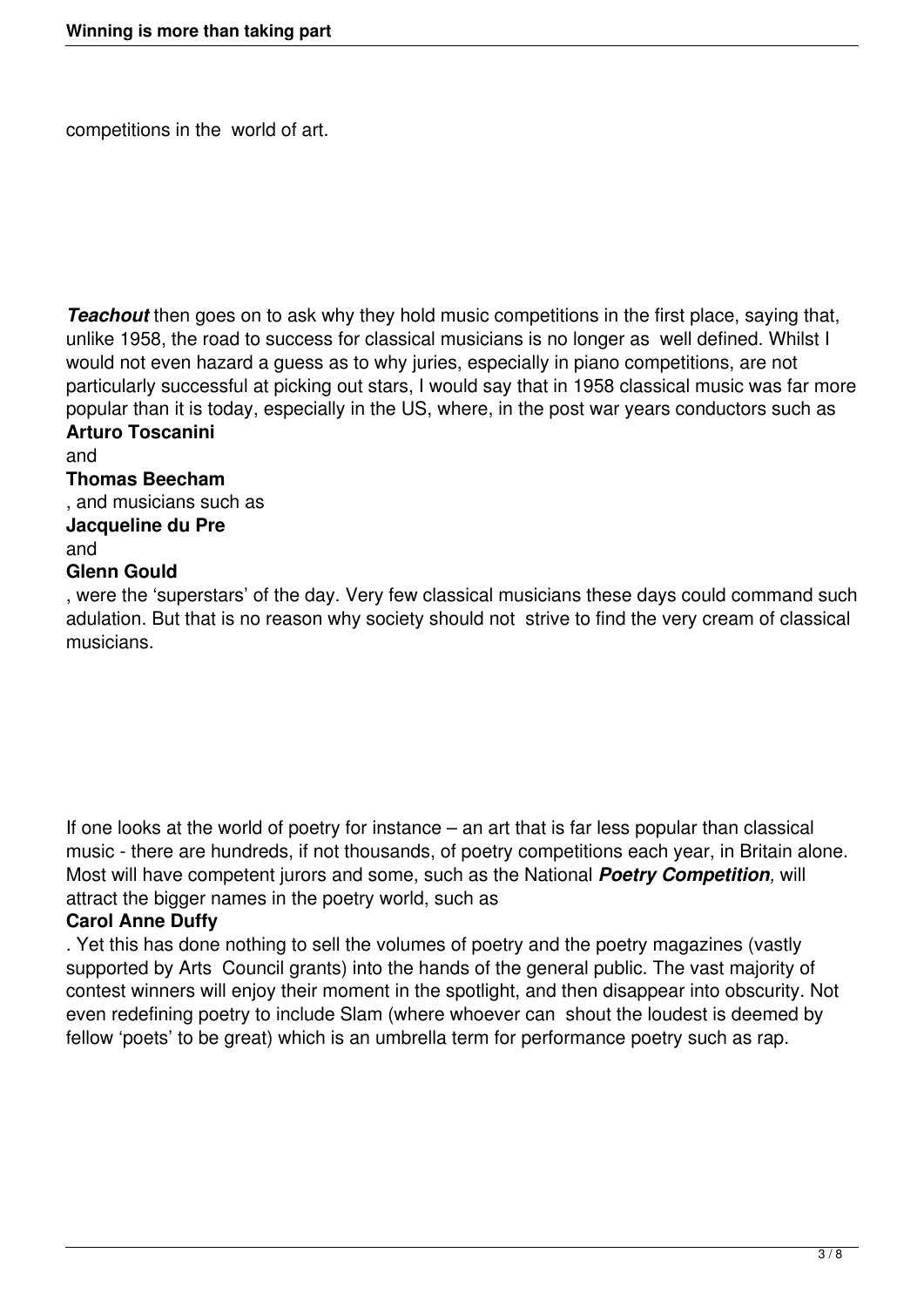competitions in the world of art.

***Teachout*** then goes on to ask why they hold music competitions in the first place, saying that, unlike 1958, the road to success for classical musicians is no longer as well defined. Whilst I would not even hazard a guess as to why juries, especially in piano competitions, are not particularly successful at picking out stars, I would say that in 1958 classical music was far more popular than it is today, especially in the US, where, in the post war years conductors such as **Arturo Toscanini** and **Thomas Beecham**, and musicians such as **Jacqueline du Pre** and **Glenn Gould**, were the 'superstars' of the day. Very few classical musicians these days could command such adulation. But that is no reason why society should not strive to find the very cream of classical musicians.

If one looks at the world of poetry for instance – an art that is far less popular than classical music - there are hundreds, if not thousands, of poetry competitions each year, in Britain alone. Most will have competent jurors and some, such as the National ***Poetry Competition,*** will attract the bigger names in the poetry world, such as **Carol Anne Duffy**. Yet this has done nothing to sell the volumes of poetry and the poetry magazines (vastly supported by Arts Council grants) into the hands of the general public. The vast majority of contest winners will enjoy their moment in the spotlight, and then disappear into obscurity. Not even redefining poetry to include Slam (where whoever can shout the loudest is deemed by fellow 'poets' to be great) which is an umbrella term for performance poetry such as rap.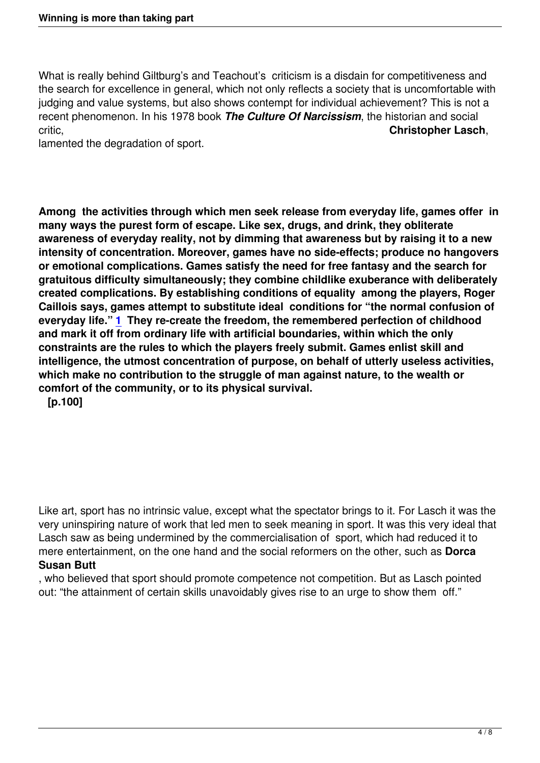What is really behind Giltburg's and Teachout's criticism is a disdain for competitiveness and the search for excellence in general, which not only reflects a society that is uncomfortable with judging and value systems, but also shows contempt for individual achievement? This is not a recent phenomenon. In his 1978 book ***The Culture Of Narcissism***, the historian and social critic, **Christopher Lasch**, lamented the degradation of sport.

**Among the activities through which men seek release from everyday life, games offer in many ways the purest form of escape. Like sex, drugs, and drink, they obliterate awareness of everyday reality, not by dimming that awareness but by raising it to a new intensity of concentration. Moreover, games have no side-effects; produce no hangovers or emotional complications. Games satisfy the need for free fantasy and the search for gratuitous difficulty simultaneously; they combine childlike exuberance with deliberately created complications. By establishing conditions of equality among the players, Roger Caillois says, games attempt to substitute ideal conditions for "the normal confusion of everyday life." [1] They re-create the freedom, the remembered perfection of childhood and mark it off from ordinary life with artificial boundaries, within which the only constraints are the rules to which the players freely submit. Games enlist skill and intelligence, the utmost concentration of purpose, on behalf of utterly useless activities, which make no contribution to the struggle of man against nature, to the wealth or comfort of the community, or to its physical survival.**
**[p.100]**

Like art, sport has no intrinsic value, except what the spectator brings to it. For Lasch it was the very uninspiring nature of work that led men to seek meaning in sport. It was this very ideal that Lasch saw as being undermined by the commercialisation of sport, which had reduced it to mere entertainment, on the one hand and the social reformers on the other, such as **Dorca Susan Butt**, who believed that sport should promote competence not competition. But as Lasch pointed out: "the attainment of certain skills unavoidably gives rise to an urge to show them off."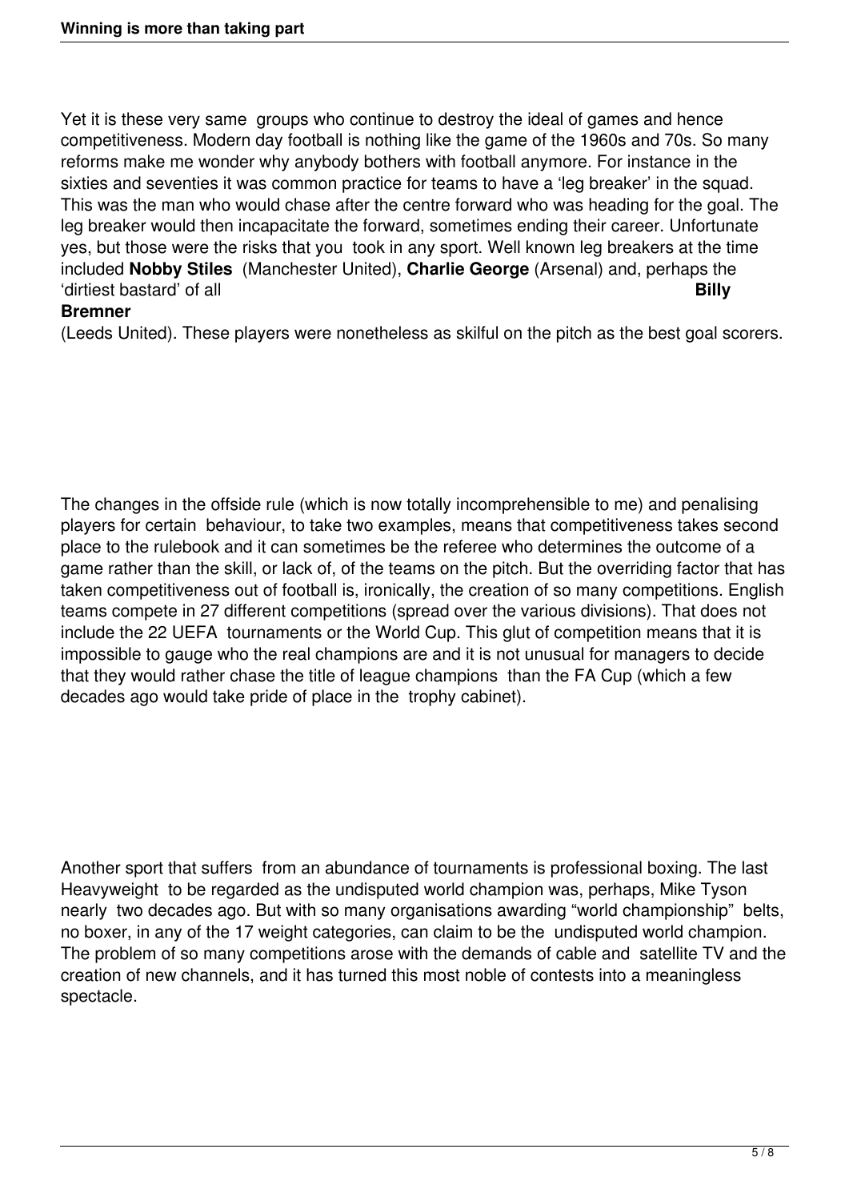Yet it is these very same groups who continue to destroy the ideal of games and hence competitiveness. Modern day football is nothing like the game of the 1960s and 70s. So many reforms make me wonder why anybody bothers with football anymore. For instance in the sixties and seventies it was common practice for teams to have a 'leg breaker' in the squad. This was the man who would chase after the centre forward who was heading for the goal. The leg breaker would then incapacitate the forward, sometimes ending their career. Unfortunate yes, but those were the risks that you took in any sport. Well known leg breakers at the time included **Nobby Stiles** (Manchester United), **Charlie George** (Arsenal) and, perhaps the 'dirtiest bastard' of all **Billy Bremner** (Leeds United). These players were nonetheless as skilful on the pitch as the best goal scorers.

The changes in the offside rule (which is now totally incomprehensible to me) and penalising players for certain behaviour, to take two examples, means that competitiveness takes second place to the rulebook and it can sometimes be the referee who determines the outcome of a game rather than the skill, or lack of, of the teams on the pitch. But the overriding factor that has taken competitiveness out of football is, ironically, the creation of so many competitions. English teams compete in 27 different competitions (spread over the various divisions). That does not include the 22 UEFA tournaments or the World Cup. This glut of competition means that it is impossible to gauge who the real champions are and it is not unusual for managers to decide that they would rather chase the title of league champions than the FA Cup (which a few decades ago would take pride of place in the trophy cabinet).

Another sport that suffers from an abundance of tournaments is professional boxing. The last Heavyweight to be regarded as the undisputed world champion was, perhaps, Mike Tyson nearly two decades ago. But with so many organisations awarding "world championship" belts, no boxer, in any of the 17 weight categories, can claim to be the undisputed world champion. The problem of so many competitions arose with the demands of cable and satellite TV and the creation of new channels, and it has turned this most noble of contests into a meaningless spectacle.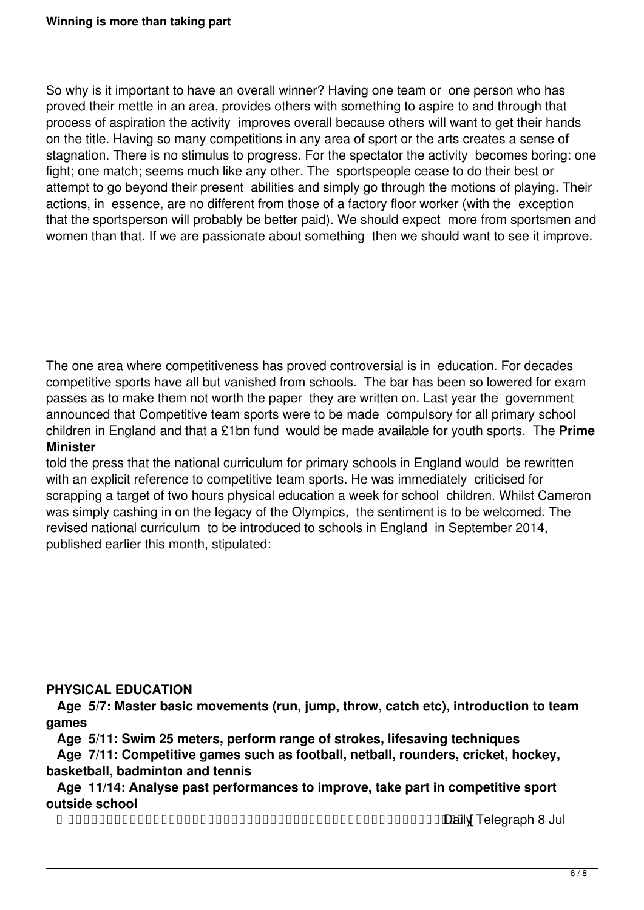So why is it important to have an overall winner? Having one team or one person who has proved their mettle in an area, provides others with something to aspire to and through that process of aspiration the activity improves overall because others will want to get their hands on the title. Having so many competitions in any area of sport or the arts creates a sense of stagnation. There is no stimulus to progress. For the spectator the activity becomes boring: one fight; one match; seems much like any other. The sportspeople cease to do their best or attempt to go beyond their present abilities and simply go through the motions of playing. Their actions, in essence, are no different from those of a factory floor worker (with the exception that the sportsperson will probably be better paid). We should expect more from sportsmen and women than that. If we are passionate about something then we should want to see it improve.

The one area where competitiveness has proved controversial is in education. For decades competitive sports have all but vanished from schools. The bar has been so lowered for exam passes as to make them not worth the paper they are written on. Last year the government announced that Competitive team sports were to be made compulsory for all primary school children in England and that a £1bn fund would be made available for youth sports. The **Prime Minister** told the press that the national curriculum for primary schools in England would be rewritten with an explicit reference to competitive team sports. He was immediately criticised for scrapping a target of two hours physical education a week for school children. Whilst Cameron was simply cashing in on the legacy of the Olympics, the sentiment is to be welcomed. The revised national curriculum to be introduced to schools in England in September 2014, published earlier this month, stipulated:

**PHYSICAL EDUCATION**

**Age 5/7: Master basic movements (run, jump, throw, catch etc), introduction to team games**

**Age 5/11: Swim 25 meters, perform range of strokes, lifesaving techniques**

**Age 7/11: Competitive games such as football, netball, rounders, cricket, hockey, basketball, badminton and tennis**

**Age 11/14: Analyse past performances to improve, take part in competitive sport outside school**

[Daily Telegraph 8 Jul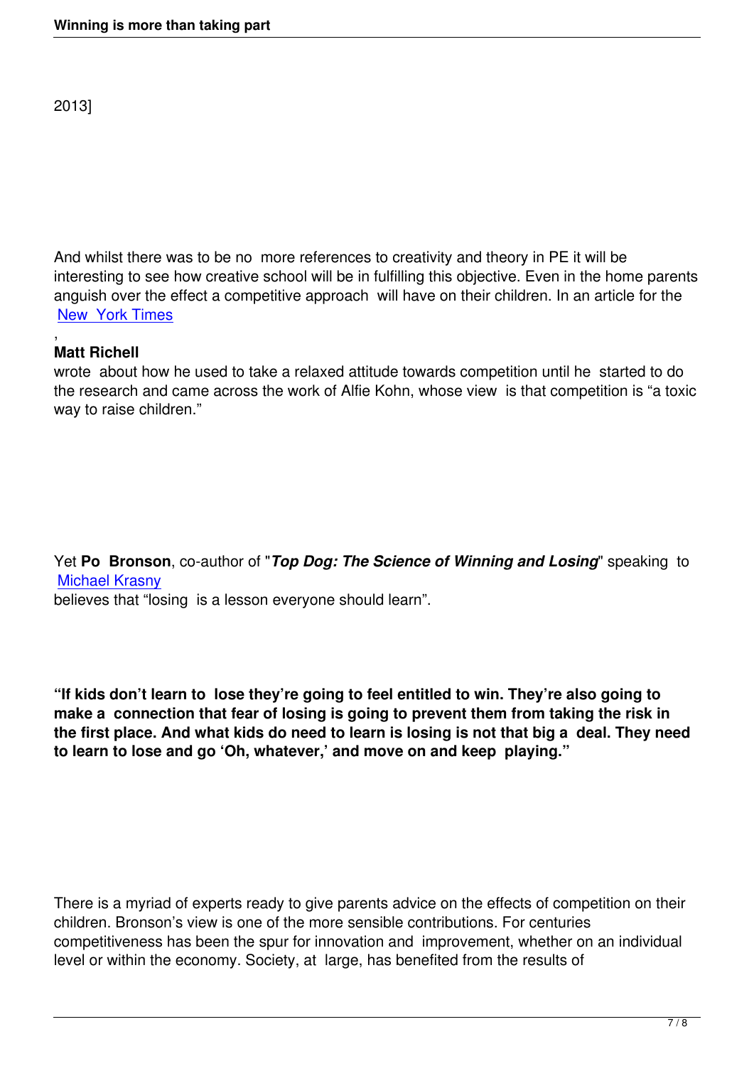2013]

And whilst there was to be no more references to creativity and theory in PE it will be interesting to see how creative school will be in fulfilling this objective. Even in the home parents anguish over the effect a competitive approach will have on their children. In an article for the New York Times, **Matt Richell** wrote about how he used to take a relaxed attitude towards competition until he started to do the research and came across the work of Alfie Kohn, whose view is that competition is "a toxic way to raise children."

Yet **Po Bronson**, co-author of "***Top Dog: The Science of Winning and Losing***" speaking to Michael Krasny believes that "losing is a lesson everyone should learn".

**"If kids don't learn to lose they're going to feel entitled to win. They're also going to make a connection that fear of losing is going to prevent them from taking the risk in the first place. And what kids do need to learn is losing is not that big a deal. They need to learn to lose and go 'Oh, whatever,' and move on and keep playing."**

There is a myriad of experts ready to give parents advice on the effects of competition on their children. Bronson's view is one of the more sensible contributions. For centuries competitiveness has been the spur for innovation and improvement, whether on an individual level or within the economy. Society, at large, has benefited from the results of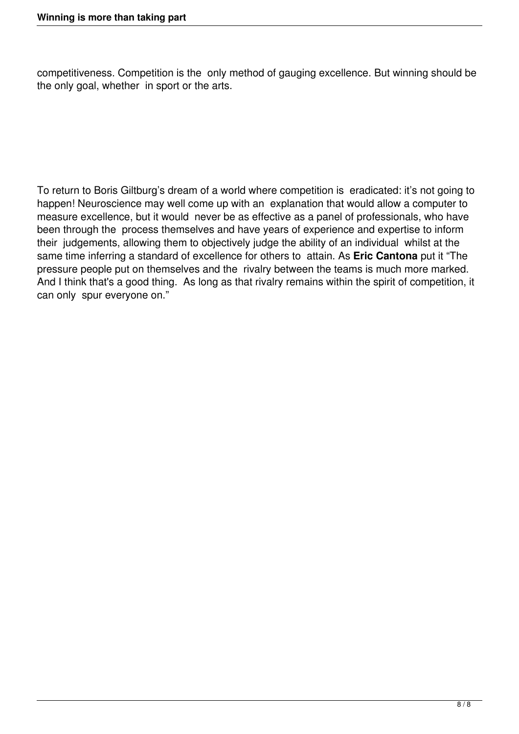competitiveness. Competition is the only method of gauging excellence. But winning should be the only goal, whether in sport or the arts.

To return to Boris Giltburg's dream of a world where competition is eradicated: it's not going to happen! Neuroscience may well come up with an explanation that would allow a computer to measure excellence, but it would never be as effective as a panel of professionals, who have been through the process themselves and have years of experience and expertise to inform their judgements, allowing them to objectively judge the ability of an individual whilst at the same time inferring a standard of excellence for others to attain. As **Eric Cantona** put it "The pressure people put on themselves and the rivalry between the teams is much more marked. And I think that's a good thing. As long as that rivalry remains within the spirit of competition, it can only spur everyone on."